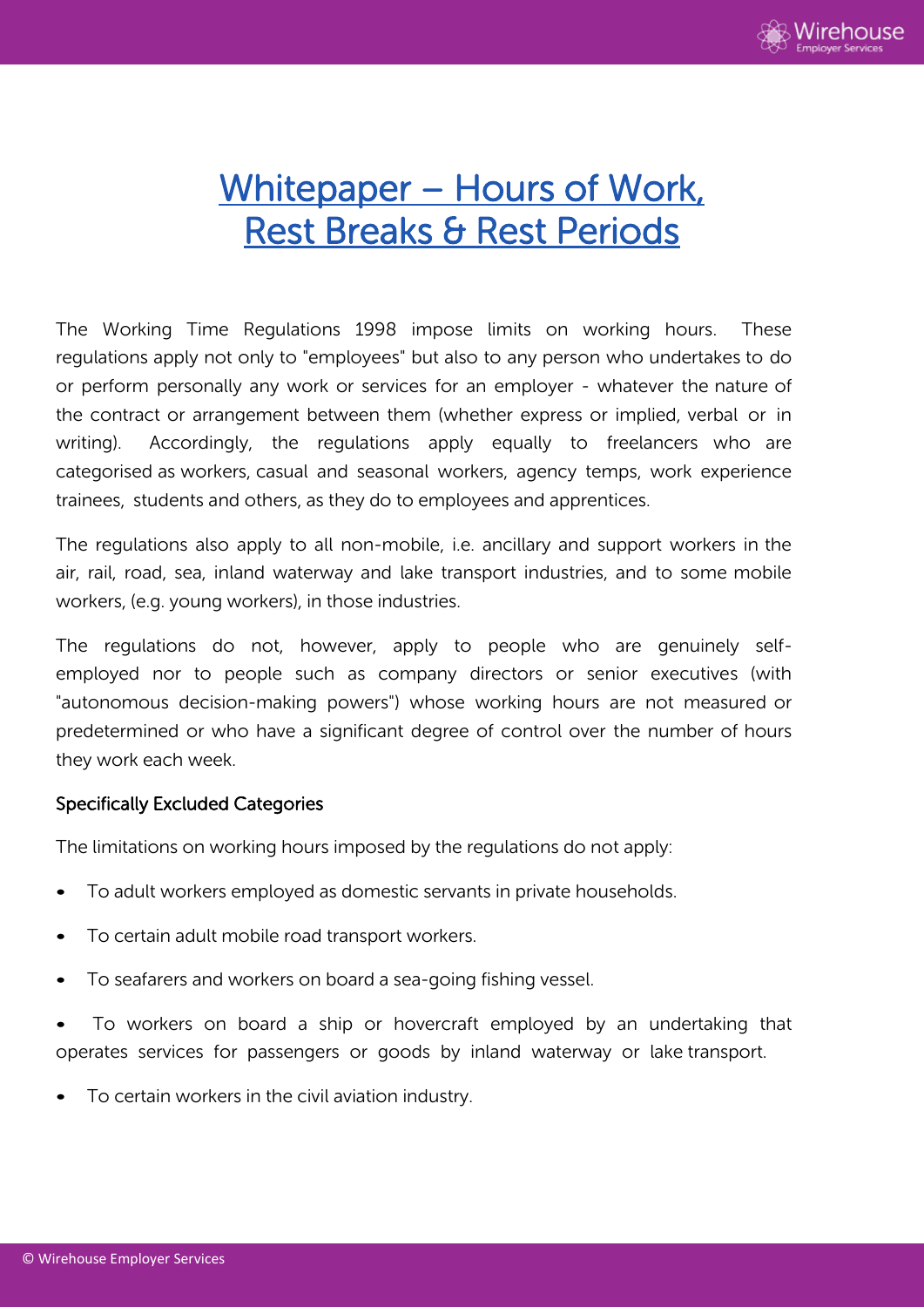# Whitepaper – Hours of Work, Rest Breaks & Rest Periods

The Working Time Regulations 1998 impose limits on working hours. These regulations apply not only to "employees" but also to any person who undertakes to do or perform personally any work or services for an employer - whatever the nature of the contract or arrangement between them (whether express or implied, verbal or in writing). Accordingly, the regulations apply equally to freelancers who are categorised as workers, casual and seasonal workers, agency temps, work experience trainees, students and others, as they do to employees and apprentices.

The regulations also apply to all non-mobile, i.e. ancillary and support workers in the air, rail, road, sea, inland waterway and lake transport industries, and to some mobile workers, (e.g. young workers), in those industries.

The regulations do not, however, apply to people who are genuinely self-employed nor to people such as company directors or senior executives (with "autonomous decision-making powers") whose working hours are not measured or predetermined or who have a significant degree of control over the number of hours they work each week.

### Specifically Excluded Categories

The limitations on working hours imposed by the regulations do not apply:

- To adult workers employed as domestic servants in private households.
- To certain adult mobile road transport workers.
- To seafarers and workers on board a sea-going fishing vessel.
- To workers on board a ship or hovercraft employed by an undertaking that operates services for passengers or goods by inland waterway or lake transport.
- To certain workers in the civil aviation industry.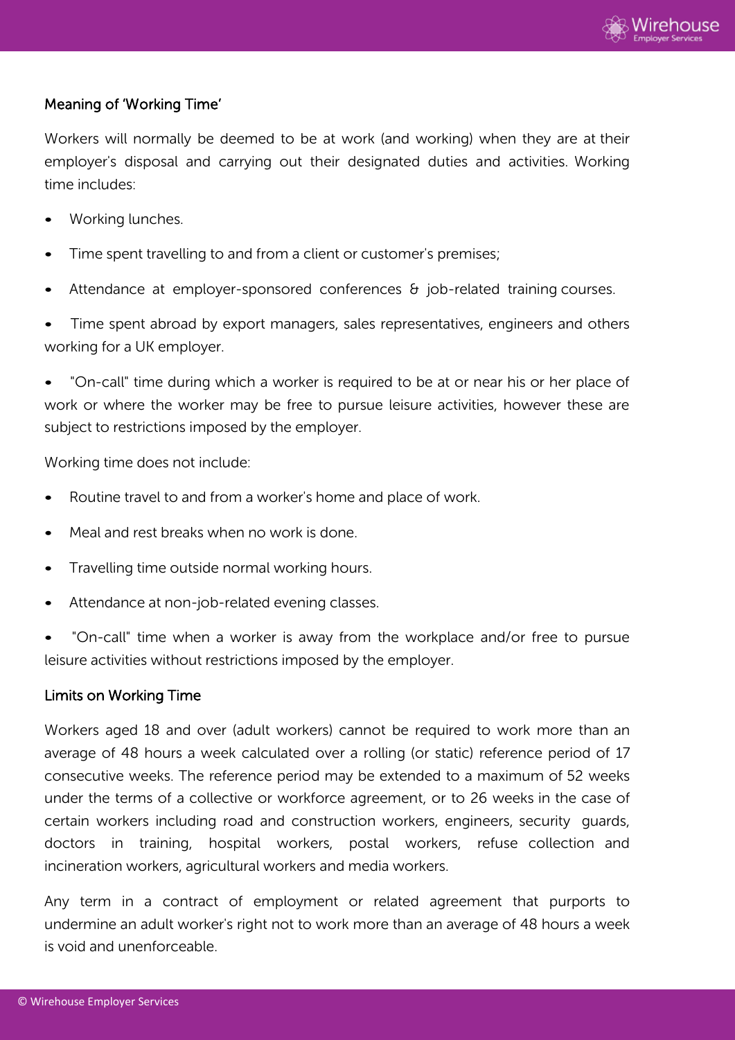## Meaning of 'Working Time'

Workers will normally be deemed to be at work (and working) when they are at their employer's disposal and carrying out their designated duties and activities. Working time includes:

- Working lunches.
- Time spent travelling to and from a client or customer's premises;
- Attendance at employer-sponsored conferences & job-related training courses.
- Time spent abroad by export managers, sales representatives, engineers and others working for a UK employer.
- "On-call" time during which a worker is required to be at or near his or her place of work or where the worker may be free to pursue leisure activities, however these are subject to restrictions imposed by the employer.

Working time does not include:

- Routine travel to and from a worker's home and place of work.
- Meal and rest breaks when no work is done.
- Travelling time outside normal working hours.
- Attendance at non-job-related evening classes.
- "On-call" time when a worker is away from the workplace and/or free to pursue leisure activities without restrictions imposed by the employer.

## Limits on Working Time

Workers aged 18 and over (adult workers) cannot be required to work more than an average of 48 hours a week calculated over a rolling (or static) reference period of 17 consecutive weeks. The reference period may be extended to a maximum of 52 weeks under the terms of a collective or workforce agreement, or to 26 weeks in the case of certain workers including road and construction workers, engineers, security guards, doctors in training, hospital workers, postal workers, refuse collection and incineration workers, agricultural workers and media workers.

Any term in a contract of employment or related agreement that purports to undermine an adult worker's right not to work more than an average of 48 hours a week is void and unenforceable.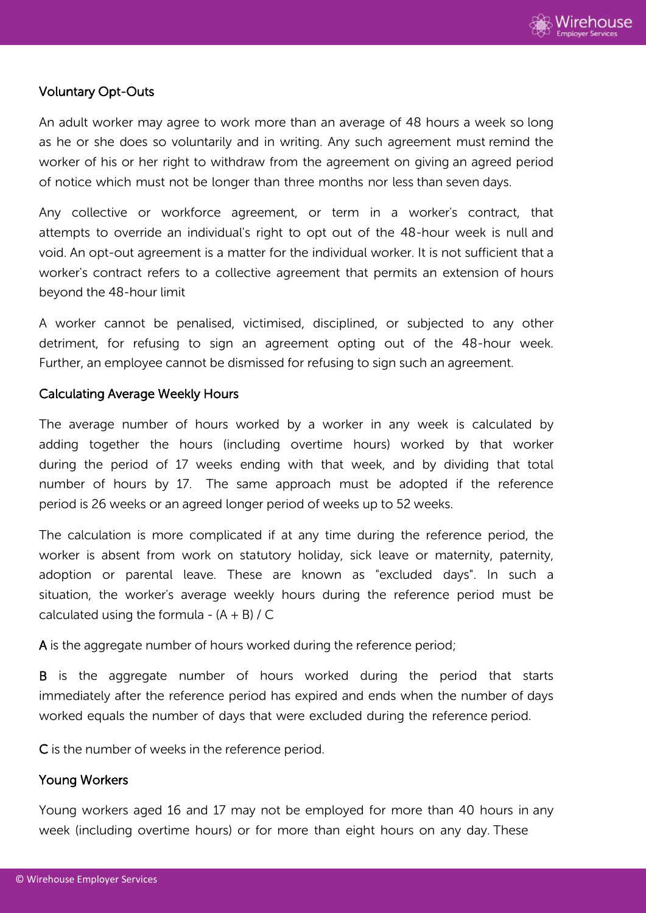### Voluntary Opt-Outs

An adult worker may agree to work more than an average of 48 hours a week so long as he or she does so voluntarily and in writing. Any such agreement must remind the worker of his or her right to withdraw from the agreement on giving an agreed period of notice which must not be longer than three months nor less than seven days.

Any collective or workforce agreement, or term in a worker's contract, that attempts to override an individual's right to opt out of the 48-hour week is null and void. An opt-out agreement is a matter for the individual worker. It is not sufficient that a worker's contract refers to a collective agreement that permits an extension of hours beyond the 48-hour limit

A worker cannot be penalised, victimised, disciplined, or subjected to any other detriment, for refusing to sign an agreement opting out of the 48-hour week. Further, an employee cannot be dismissed for refusing to sign such an agreement.

### Calculating Average Weekly Hours

The average number of hours worked by a worker in any week is calculated by adding together the hours (including overtime hours) worked by that worker during the period of 17 weeks ending with that week, and by dividing that total number of hours by 17. The same approach must be adopted if the reference period is 26 weeks or an agreed longer period of weeks up to 52 weeks.

The calculation is more complicated if at any time during the reference period, the worker is absent from work on statutory holiday, sick leave or maternity, paternity, adoption or parental leave. These are known as "excluded days". In such a situation, the worker's average weekly hours during the reference period must be calculated using the formula - $(A + B) / C$

**A** is the aggregate number of hours worked during the reference period;

**B** is the aggregate number of hours worked during the period that starts immediately after the reference period has expired and ends when the number of days worked equals the number of days that were excluded during the reference period.

**C** is the number of weeks in the reference period.

### Young Workers

Young workers aged 16 and 17 may not be employed for more than 40 hours in any week (including overtime hours) or for more than eight hours on any day. These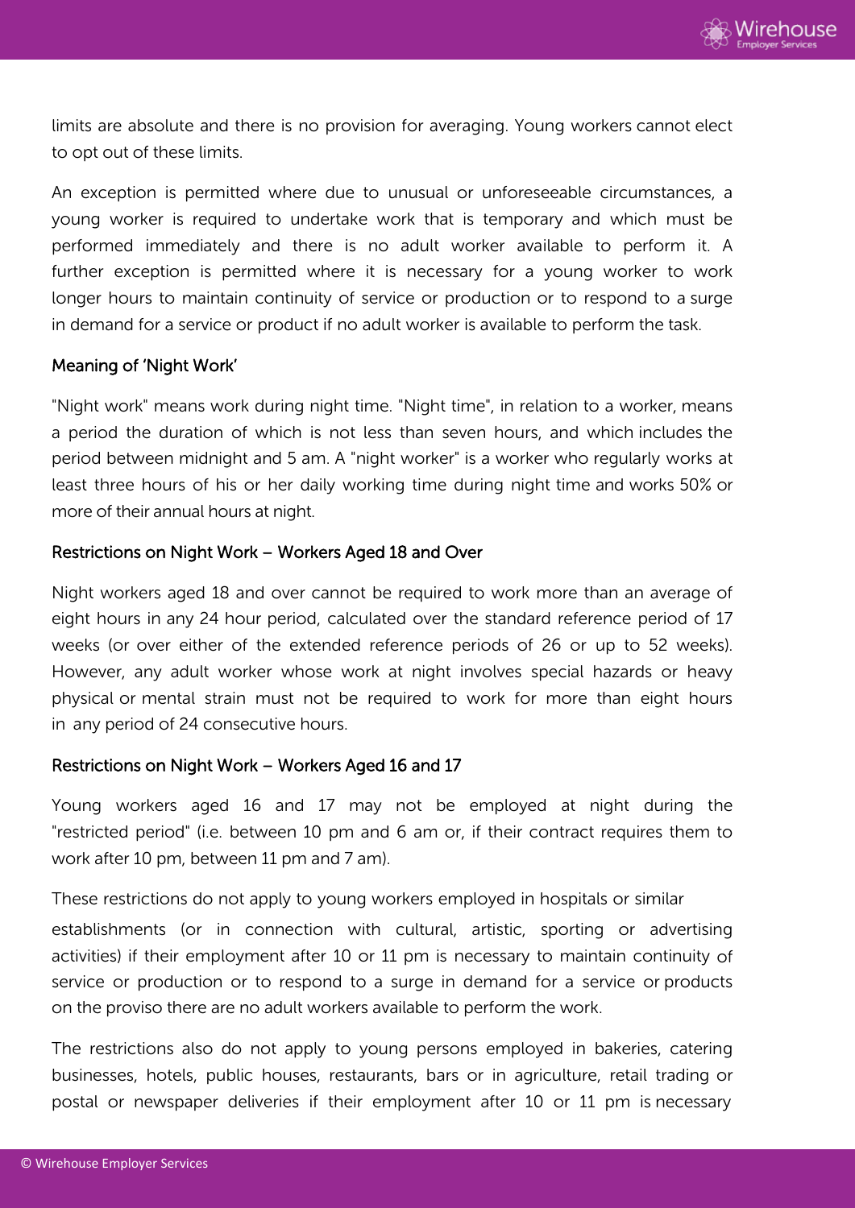limits are absolute and there is no provision for averaging. Young workers cannot elect to opt out of these limits.

An exception is permitted where due to unusual or unforeseeable circumstances, a young worker is required to undertake work that is temporary and which must be performed immediately and there is no adult worker available to perform it. A further exception is permitted where it is necessary for a young worker to work longer hours to maintain continuity of service or production or to respond to a surge in demand for a service or product if no adult worker is available to perform the task.

### Meaning of 'Night Work'

"Night work" means work during night time. "Night time", in relation to a worker, means a period the duration of which is not less than seven hours, and which includes the period between midnight and 5 am. A "night worker" is a worker who regularly works at least three hours of his or her daily working time during night time and works 50% or more of their annual hours at night.

### Restrictions on Night Work – Workers Aged 18 and Over

Night workers aged 18 and over cannot be required to work more than an average of eight hours in any 24 hour period, calculated over the standard reference period of 17 weeks (or over either of the extended reference periods of 26 or up to 52 weeks). However, any adult worker whose work at night involves special hazards or heavy physical or mental strain must not be required to work for more than eight hours in any period of 24 consecutive hours.

### Restrictions on Night Work – Workers Aged 16 and 17

Young workers aged 16 and 17 may not be employed at night during the "restricted period" (i.e. between 10 pm and 6 am or, if their contract requires them to work after 10 pm, between 11 pm and 7 am).

These restrictions do not apply to young workers employed in hospitals or similar establishments (or in connection with cultural, artistic, sporting or advertising activities) if their employment after 10 or 11 pm is necessary to maintain continuity of service or production or to respond to a surge in demand for a service or products on the proviso there are no adult workers available to perform the work.

The restrictions also do not apply to young persons employed in bakeries, catering businesses, hotels, public houses, restaurants, bars or in agriculture, retail trading or postal or newspaper deliveries if their employment after 10 or 11 pm is necessary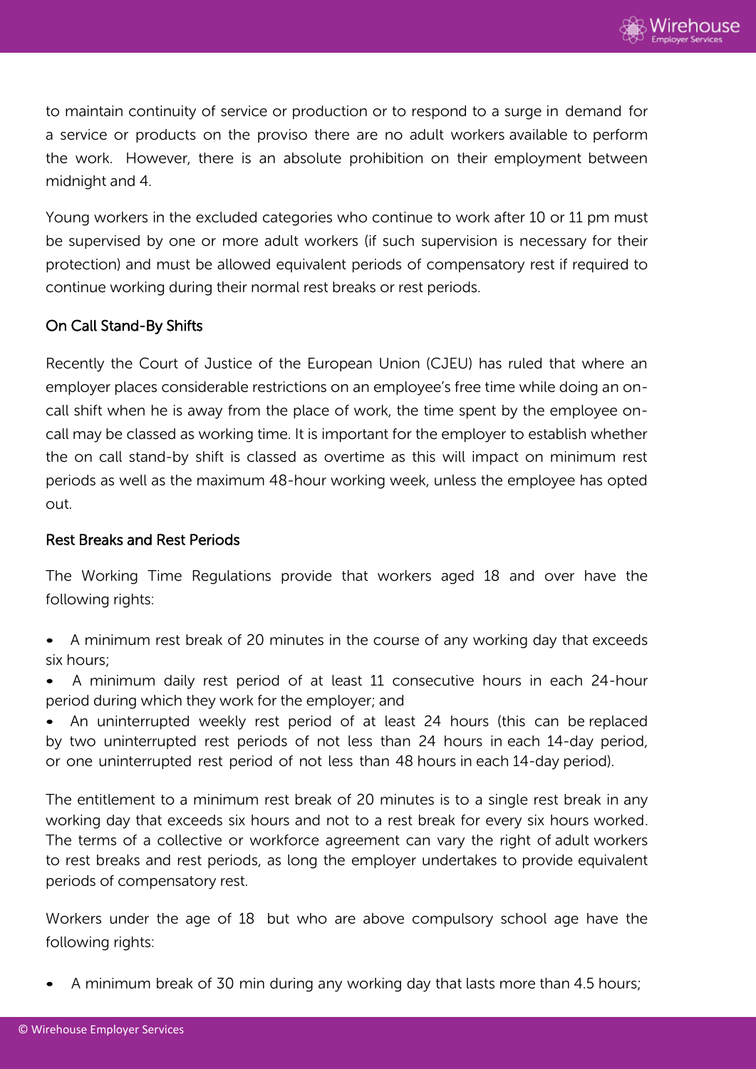to maintain continuity of service or production or to respond to a surge in demand for a service or products on the proviso there are no adult workers available to perform the work. However, there is an absolute prohibition on their employment between midnight and 4.

Young workers in the excluded categories who continue to work after 10 or 11 pm must be supervised by one or more adult workers (if such supervision is necessary for their protection) and must be allowed equivalent periods of compensatory rest if required to continue working during their normal rest breaks or rest periods.

### On Call Stand-By Shifts

Recently the Court of Justice of the European Union (CJEU) has ruled that where an employer places considerable restrictions on an employee's free time while doing an on-call shift when he is away from the place of work, the time spent by the employee on-call may be classed as working time. It is important for the employer to establish whether the on call stand-by shift is classed as overtime as this will impact on minimum rest periods as well as the maximum 48-hour working week, unless the employee has opted out.

### Rest Breaks and Rest Periods

The Working Time Regulations provide that workers aged 18 and over have the following rights:

- A minimum rest break of 20 minutes in the course of any working day that exceeds six hours;
- A minimum daily rest period of at least 11 consecutive hours in each 24-hour period during which they work for the employer; and
- An uninterrupted weekly rest period of at least 24 hours (this can be replaced by two uninterrupted rest periods of not less than 24 hours in each 14-day period, or one uninterrupted rest period of not less than 48 hours in each 14-day period).

The entitlement to a minimum rest break of 20 minutes is to a single rest break in any working day that exceeds six hours and not to a rest break for every six hours worked. The terms of a collective or workforce agreement can vary the right of adult workers to rest breaks and rest periods, as long the employer undertakes to provide equivalent periods of compensatory rest.

Workers under the age of 18 but who are above compulsory school age have the following rights:

- A minimum break of 30 min during any working day that lasts more than 4.5 hours;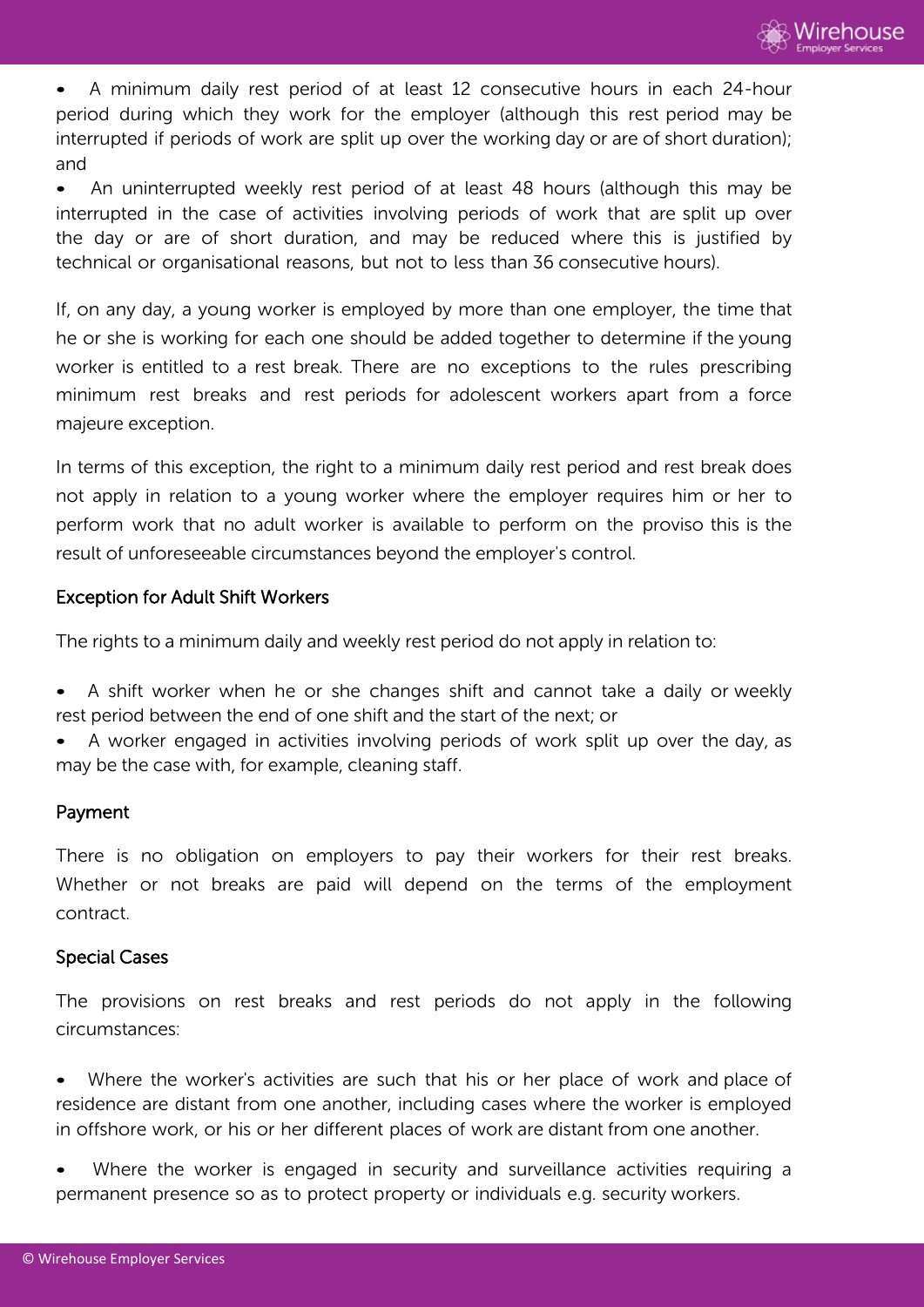- A minimum daily rest period of at least 12 consecutive hours in each 24-hour period during which they work for the employer (although this rest period may be interrupted if periods of work are split up over the working day or are of short duration); and
- An uninterrupted weekly rest period of at least 48 hours (although this may be interrupted in the case of activities involving periods of work that are split up over the day or are of short duration, and may be reduced where this is justified by technical or organisational reasons, but not to less than 36 consecutive hours).

If, on any day, a young worker is employed by more than one employer, the time that he or she is working for each one should be added together to determine if the young worker is entitled to a rest break. There are no exceptions to the rules prescribing minimum rest breaks and rest periods for adolescent workers apart from a force majeure exception.

In terms of this exception, the right to a minimum daily rest period and rest break does not apply in relation to a young worker where the employer requires him or her to perform work that no adult worker is available to perform on the proviso this is the result of unforeseeable circumstances beyond the employer's control.

### Exception for Adult Shift Workers

The rights to a minimum daily and weekly rest period do not apply in relation to:

- A shift worker when he or she changes shift and cannot take a daily or weekly rest period between the end of one shift and the start of the next; or
- A worker engaged in activities involving periods of work split up over the day, as may be the case with, for example, cleaning staff.

### Payment

There is no obligation on employers to pay their workers for their rest breaks. Whether or not breaks are paid will depend on the terms of the employment contract.

### Special Cases

The provisions on rest breaks and rest periods do not apply in the following circumstances:

- Where the worker's activities are such that his or her place of work and place of residence are distant from one another, including cases where the worker is employed in offshore work, or his or her different places of work are distant from one another.
- Where the worker is engaged in security and surveillance activities requiring a permanent presence so as to protect property or individuals e.g. security workers.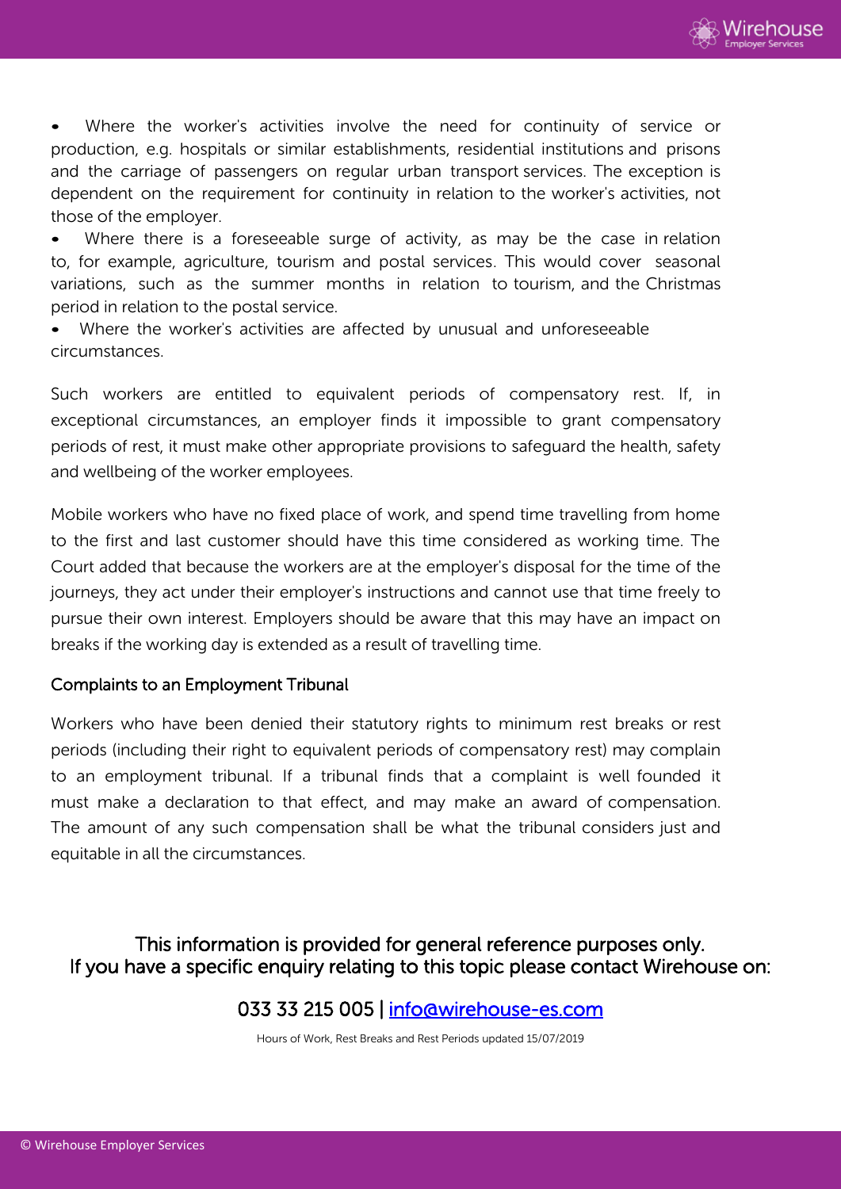- Where the worker's activities involve the need for continuity of service or production, e.g. hospitals or similar establishments, residential institutions and prisons and the carriage of passengers on regular urban transport services. The exception is dependent on the requirement for continuity in relation to the worker's activities, not those of the employer.
- Where there is a foreseeable surge of activity, as may be the case in relation to, for example, agriculture, tourism and postal services. This would cover seasonal variations, such as the summer months in relation to tourism, and the Christmas period in relation to the postal service.
- Where the worker's activities are affected by unusual and unforeseeable circumstances.

Such workers are entitled to equivalent periods of compensatory rest. If, in exceptional circumstances, an employer finds it impossible to grant compensatory periods of rest, it must make other appropriate provisions to safeguard the health, safety and wellbeing of the worker employees.

Mobile workers who have no fixed place of work, and spend time travelling from home to the first and last customer should have this time considered as working time. The Court added that because the workers are at the employer's disposal for the time of the journeys, they act under their employer's instructions and cannot use that time freely to pursue their own interest. Employers should be aware that this may have an impact on breaks if the working day is extended as a result of travelling time.

### Complaints to an Employment Tribunal

Workers who have been denied their statutory rights to minimum rest breaks or rest periods (including their right to equivalent periods of compensatory rest) may complain to an employment tribunal. If a tribunal finds that a complaint is well founded it must make a declaration to that effect, and may make an award of compensation. The amount of any such compensation shall be what the tribunal considers just and equitable in all the circumstances.

This information is provided for general reference purposes only.
If you have a specific enquiry relating to this topic please contact Wirehouse on:

033 33 215 005 | info@wirehouse-es.com

Hours of Work, Rest Breaks and Rest Periods updated 15/07/2019